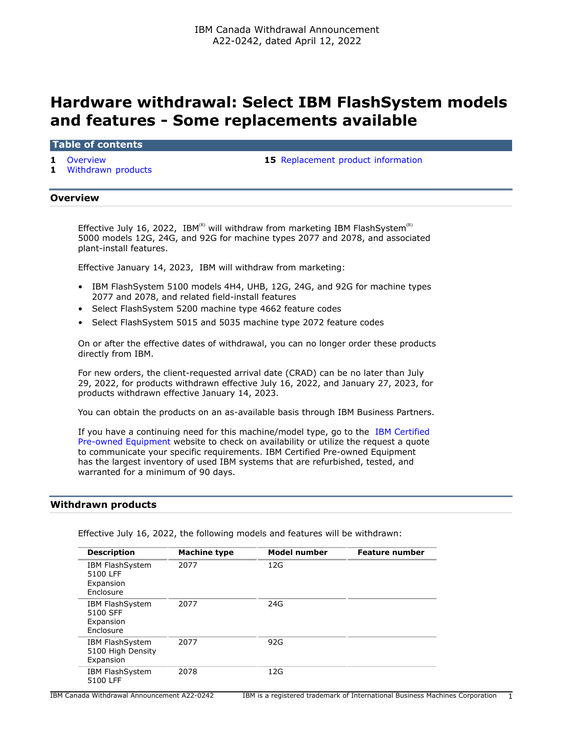IBM Canada Withdrawal Announcement
A22-0242, dated April 12, 2022

# Hardware withdrawal: Select IBM FlashSystem models and features - Some replacements available

**Table of contents**

- **1** Overview
- **1** Withdrawn products
- **15** Replacement product information

## Overview

Effective July 16, 2022, IBM(R) will withdraw from marketing IBM FlashSystem(R) 5000 models 12G, 24G, and 92G for machine types 2077 and 2078, and associated plant-install features.

Effective January 14, 2023, IBM will withdraw from marketing:

- IBM FlashSystem 5100 models 4H4, UHB, 12G, 24G, and 92G for machine types 2077 and 2078, and related field-install features
- Select FlashSystem 5200 machine type 4662 feature codes
- Select FlashSystem 5015 and 5035 machine type 2072 feature codes

On or after the effective dates of withdrawal, you can no longer order these products directly from IBM.

For new orders, the client-requested arrival date (CRAD) can be no later than July 29, 2022, for products withdrawn effective July 16, 2022, and January 27, 2023, for products withdrawn effective January 14, 2023.

You can obtain the products on an as-available basis through IBM Business Partners.

If you have a continuing need for this machine/model type, go to the IBM Certified Pre-owned Equipment website to check on availability or utilize the request a quote to communicate your specific requirements. IBM Certified Pre-owned Equipment has the largest inventory of used IBM systems that are refurbished, tested, and warranted for a minimum of 90 days.

## Withdrawn products

Effective July 16, 2022, the following models and features will be withdrawn:

| Description | Machine type | Model number | Feature number |
|---|---|---|---|
| IBM FlashSystem 5100 LFF Expansion Enclosure | 2077 | 12G | |
| IBM FlashSystem 5100 SFF Expansion Enclosure | 2077 | 24G | |
| IBM FlashSystem 5100 High Density Expansion | 2077 | 92G | |
| IBM FlashSystem 5100 LFF | 2078 | 12G | |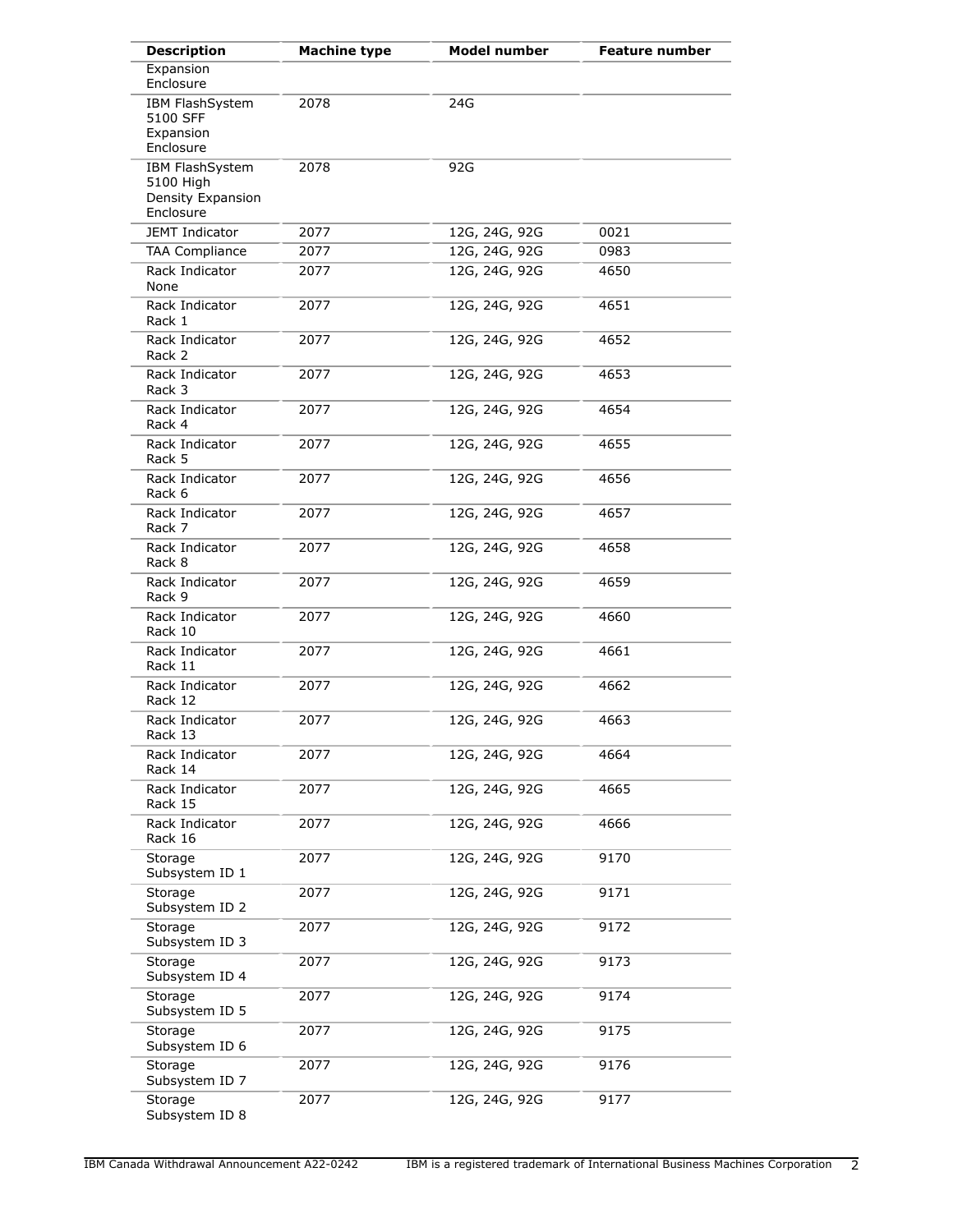| Description | Machine type | Model number | Feature number |
|---|---|---|---|
| Expansion Enclosure | | | |
| IBM FlashSystem 5100 SFF Expansion Enclosure | 2078 | 24G | |
| IBM FlashSystem 5100 High Density Expansion Enclosure | 2078 | 92G | |
| JEMT Indicator | 2077 | 12G, 24G, 92G | 0021 |
| TAA Compliance | 2077 | 12G, 24G, 92G | 0983 |
| Rack Indicator None | 2077 | 12G, 24G, 92G | 4650 |
| Rack Indicator Rack 1 | 2077 | 12G, 24G, 92G | 4651 |
| Rack Indicator Rack 2 | 2077 | 12G, 24G, 92G | 4652 |
| Rack Indicator Rack 3 | 2077 | 12G, 24G, 92G | 4653 |
| Rack Indicator Rack 4 | 2077 | 12G, 24G, 92G | 4654 |
| Rack Indicator Rack 5 | 2077 | 12G, 24G, 92G | 4655 |
| Rack Indicator Rack 6 | 2077 | 12G, 24G, 92G | 4656 |
| Rack Indicator Rack 7 | 2077 | 12G, 24G, 92G | 4657 |
| Rack Indicator Rack 8 | 2077 | 12G, 24G, 92G | 4658 |
| Rack Indicator Rack 9 | 2077 | 12G, 24G, 92G | 4659 |
| Rack Indicator Rack 10 | 2077 | 12G, 24G, 92G | 4660 |
| Rack Indicator Rack 11 | 2077 | 12G, 24G, 92G | 4661 |
| Rack Indicator Rack 12 | 2077 | 12G, 24G, 92G | 4662 |
| Rack Indicator Rack 13 | 2077 | 12G, 24G, 92G | 4663 |
| Rack Indicator Rack 14 | 2077 | 12G, 24G, 92G | 4664 |
| Rack Indicator Rack 15 | 2077 | 12G, 24G, 92G | 4665 |
| Rack Indicator Rack 16 | 2077 | 12G, 24G, 92G | 4666 |
| Storage Subsystem ID 1 | 2077 | 12G, 24G, 92G | 9170 |
| Storage Subsystem ID 2 | 2077 | 12G, 24G, 92G | 9171 |
| Storage Subsystem ID 3 | 2077 | 12G, 24G, 92G | 9172 |
| Storage Subsystem ID 4 | 2077 | 12G, 24G, 92G | 9173 |
| Storage Subsystem ID 5 | 2077 | 12G, 24G, 92G | 9174 |
| Storage Subsystem ID 6 | 2077 | 12G, 24G, 92G | 9175 |
| Storage Subsystem ID 7 | 2077 | 12G, 24G, 92G | 9176 |
| Storage Subsystem ID 8 | 2077 | 12G, 24G, 92G | 9177 |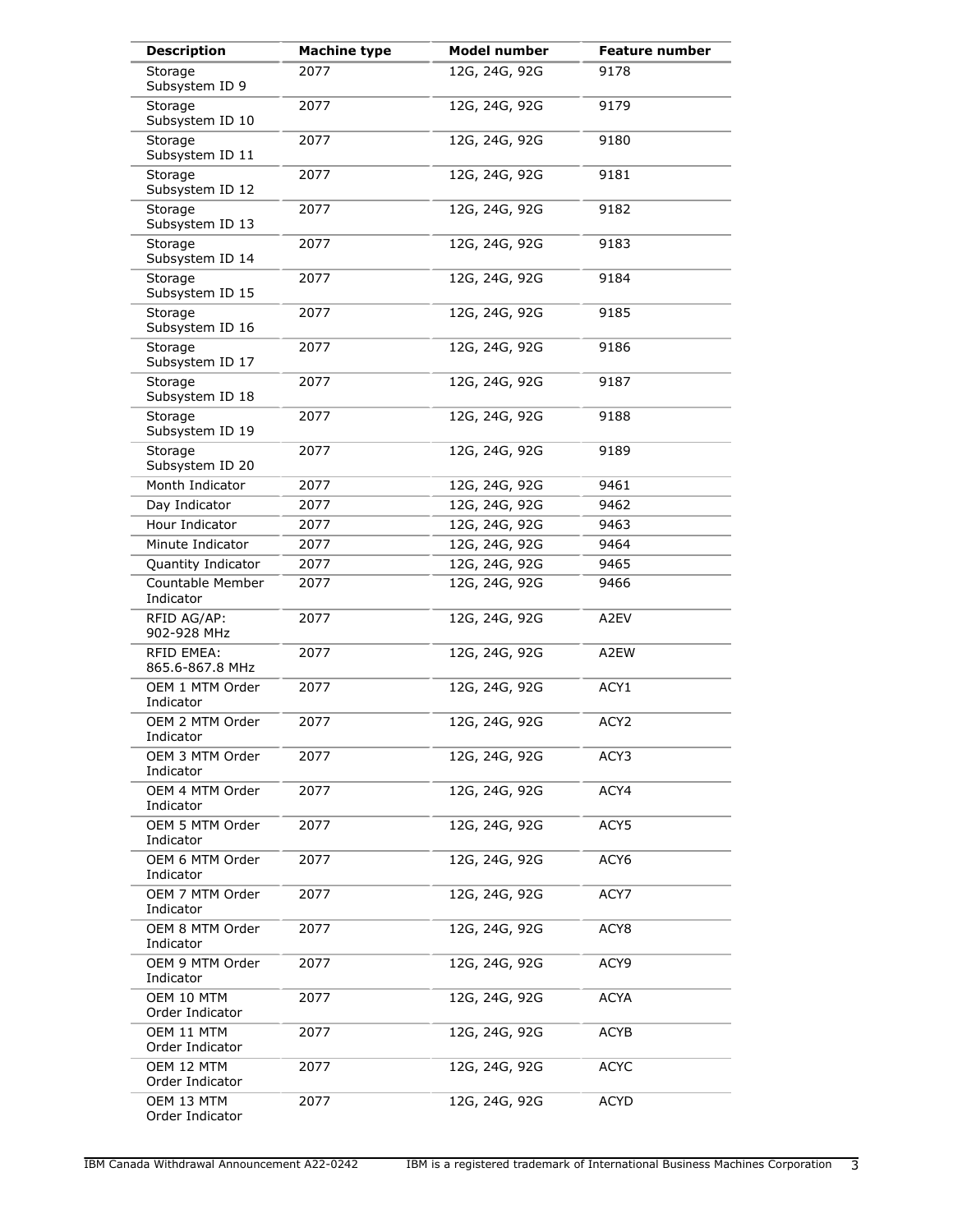| Description | Machine type | Model number | Feature number |
| --- | --- | --- | --- |
| Storage Subsystem ID 9 | 2077 | 12G, 24G, 92G | 9178 |
| Storage Subsystem ID 10 | 2077 | 12G, 24G, 92G | 9179 |
| Storage Subsystem ID 11 | 2077 | 12G, 24G, 92G | 9180 |
| Storage Subsystem ID 12 | 2077 | 12G, 24G, 92G | 9181 |
| Storage Subsystem ID 13 | 2077 | 12G, 24G, 92G | 9182 |
| Storage Subsystem ID 14 | 2077 | 12G, 24G, 92G | 9183 |
| Storage Subsystem ID 15 | 2077 | 12G, 24G, 92G | 9184 |
| Storage Subsystem ID 16 | 2077 | 12G, 24G, 92G | 9185 |
| Storage Subsystem ID 17 | 2077 | 12G, 24G, 92G | 9186 |
| Storage Subsystem ID 18 | 2077 | 12G, 24G, 92G | 9187 |
| Storage Subsystem ID 19 | 2077 | 12G, 24G, 92G | 9188 |
| Storage Subsystem ID 20 | 2077 | 12G, 24G, 92G | 9189 |
| Month Indicator | 2077 | 12G, 24G, 92G | 9461 |
| Day Indicator | 2077 | 12G, 24G, 92G | 9462 |
| Hour Indicator | 2077 | 12G, 24G, 92G | 9463 |
| Minute Indicator | 2077 | 12G, 24G, 92G | 9464 |
| Quantity Indicator | 2077 | 12G, 24G, 92G | 9465 |
| Countable Member Indicator | 2077 | 12G, 24G, 92G | 9466 |
| RFID AG/AP: 902-928 MHz | 2077 | 12G, 24G, 92G | A2EV |
| RFID EMEA: 865.6-867.8 MHz | 2077 | 12G, 24G, 92G | A2EW |
| OEM 1 MTM Order Indicator | 2077 | 12G, 24G, 92G | ACY1 |
| OEM 2 MTM Order Indicator | 2077 | 12G, 24G, 92G | ACY2 |
| OEM 3 MTM Order Indicator | 2077 | 12G, 24G, 92G | ACY3 |
| OEM 4 MTM Order Indicator | 2077 | 12G, 24G, 92G | ACY4 |
| OEM 5 MTM Order Indicator | 2077 | 12G, 24G, 92G | ACY5 |
| OEM 6 MTM Order Indicator | 2077 | 12G, 24G, 92G | ACY6 |
| OEM 7 MTM Order Indicator | 2077 | 12G, 24G, 92G | ACY7 |
| OEM 8 MTM Order Indicator | 2077 | 12G, 24G, 92G | ACY8 |
| OEM 9 MTM Order Indicator | 2077 | 12G, 24G, 92G | ACY9 |
| OEM 10 MTM Order Indicator | 2077 | 12G, 24G, 92G | ACYA |
| OEM 11 MTM Order Indicator | 2077 | 12G, 24G, 92G | ACYB |
| OEM 12 MTM Order Indicator | 2077 | 12G, 24G, 92G | ACYC |
| OEM 13 MTM Order Indicator | 2077 | 12G, 24G, 92G | ACYD |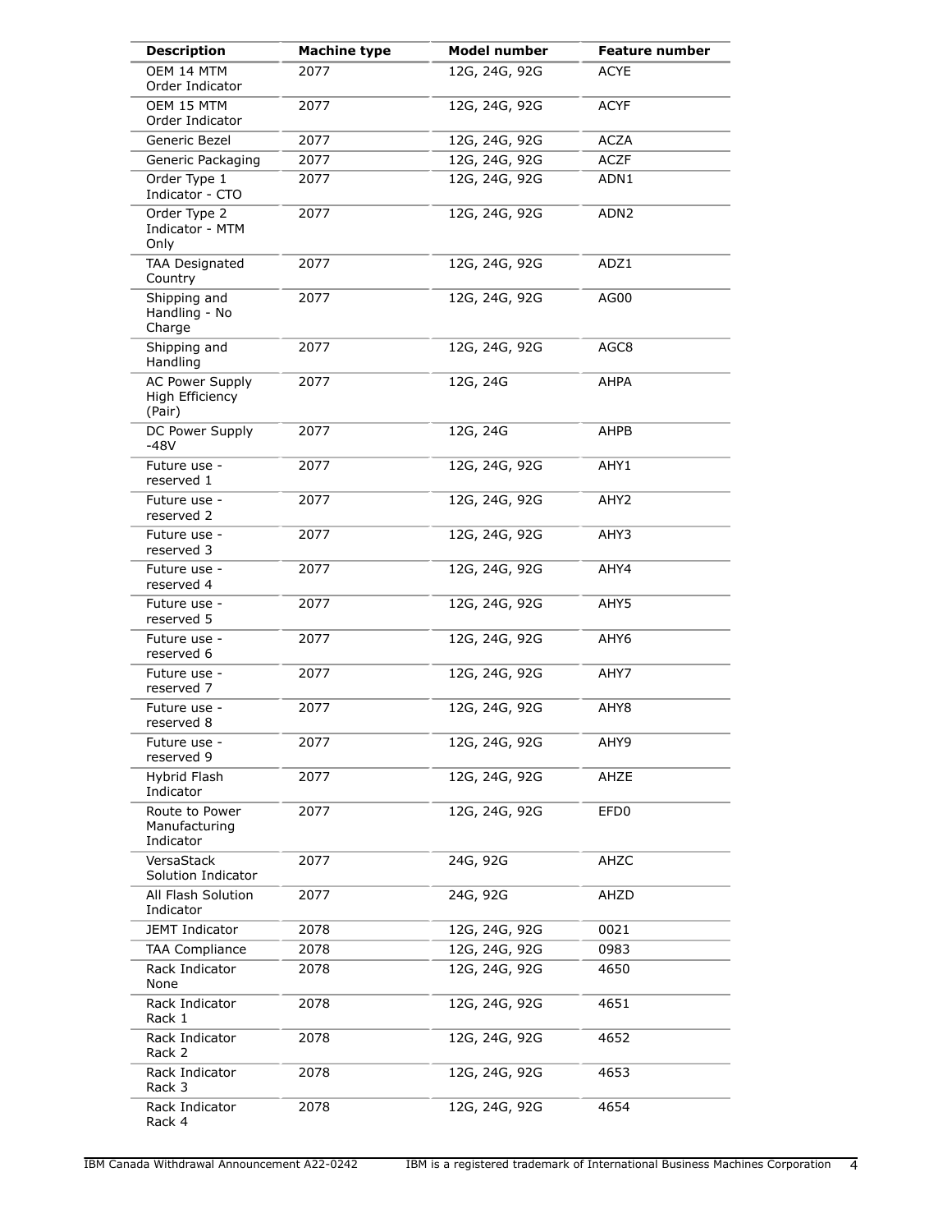| Description | Machine type | Model number | Feature number |
|---|---|---|---|
| OEM 14 MTM Order Indicator | 2077 | 12G, 24G, 92G | ACYE |
| OEM 15 MTM Order Indicator | 2077 | 12G, 24G, 92G | ACYF |
| Generic Bezel | 2077 | 12G, 24G, 92G | ACZA |
| Generic Packaging | 2077 | 12G, 24G, 92G | ACZF |
| Order Type 1 Indicator - CTO | 2077 | 12G, 24G, 92G | ADN1 |
| Order Type 2 Indicator - MTM Only | 2077 | 12G, 24G, 92G | ADN2 |
| TAA Designated Country | 2077 | 12G, 24G, 92G | ADZ1 |
| Shipping and Handling - No Charge | 2077 | 12G, 24G, 92G | AG00 |
| Shipping and Handling | 2077 | 12G, 24G, 92G | AGC8 |
| AC Power Supply High Efficiency (Pair) | 2077 | 12G, 24G | AHPA |
| DC Power Supply -48V | 2077 | 12G, 24G | AHPB |
| Future use - reserved 1 | 2077 | 12G, 24G, 92G | AHY1 |
| Future use - reserved 2 | 2077 | 12G, 24G, 92G | AHY2 |
| Future use - reserved 3 | 2077 | 12G, 24G, 92G | AHY3 |
| Future use - reserved 4 | 2077 | 12G, 24G, 92G | AHY4 |
| Future use - reserved 5 | 2077 | 12G, 24G, 92G | AHY5 |
| Future use - reserved 6 | 2077 | 12G, 24G, 92G | AHY6 |
| Future use - reserved 7 | 2077 | 12G, 24G, 92G | AHY7 |
| Future use - reserved 8 | 2077 | 12G, 24G, 92G | AHY8 |
| Future use - reserved 9 | 2077 | 12G, 24G, 92G | AHY9 |
| Hybrid Flash Indicator | 2077 | 12G, 24G, 92G | AHZE |
| Route to Power Manufacturing Indicator | 2077 | 12G, 24G, 92G | EFD0 |
| VersaStack Solution Indicator | 2077 | 24G, 92G | AHZC |
| All Flash Solution Indicator | 2077 | 24G, 92G | AHZD |
| JEMT Indicator | 2078 | 12G, 24G, 92G | 0021 |
| TAA Compliance | 2078 | 12G, 24G, 92G | 0983 |
| Rack Indicator None | 2078 | 12G, 24G, 92G | 4650 |
| Rack Indicator Rack 1 | 2078 | 12G, 24G, 92G | 4651 |
| Rack Indicator Rack 2 | 2078 | 12G, 24G, 92G | 4652 |
| Rack Indicator Rack 3 | 2078 | 12G, 24G, 92G | 4653 |
| Rack Indicator Rack 4 | 2078 | 12G, 24G, 92G | 4654 |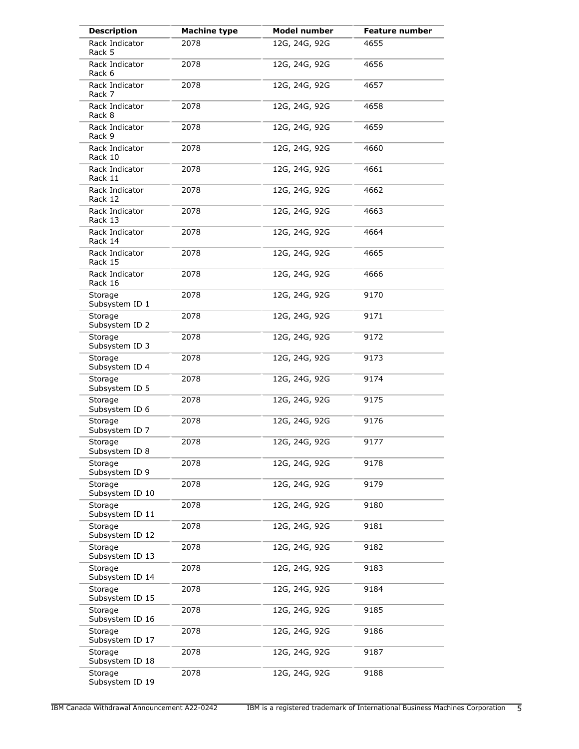| Description | Machine type | Model number | Feature number |
|---|---|---|---|
| Rack Indicator Rack 5 | 2078 | 12G, 24G, 92G | 4655 |
| Rack Indicator Rack 6 | 2078 | 12G, 24G, 92G | 4656 |
| Rack Indicator Rack 7 | 2078 | 12G, 24G, 92G | 4657 |
| Rack Indicator Rack 8 | 2078 | 12G, 24G, 92G | 4658 |
| Rack Indicator Rack 9 | 2078 | 12G, 24G, 92G | 4659 |
| Rack Indicator Rack 10 | 2078 | 12G, 24G, 92G | 4660 |
| Rack Indicator Rack 11 | 2078 | 12G, 24G, 92G | 4661 |
| Rack Indicator Rack 12 | 2078 | 12G, 24G, 92G | 4662 |
| Rack Indicator Rack 13 | 2078 | 12G, 24G, 92G | 4663 |
| Rack Indicator Rack 14 | 2078 | 12G, 24G, 92G | 4664 |
| Rack Indicator Rack 15 | 2078 | 12G, 24G, 92G | 4665 |
| Rack Indicator Rack 16 | 2078 | 12G, 24G, 92G | 4666 |
| Storage Subsystem ID 1 | 2078 | 12G, 24G, 92G | 9170 |
| Storage Subsystem ID 2 | 2078 | 12G, 24G, 92G | 9171 |
| Storage Subsystem ID 3 | 2078 | 12G, 24G, 92G | 9172 |
| Storage Subsystem ID 4 | 2078 | 12G, 24G, 92G | 9173 |
| Storage Subsystem ID 5 | 2078 | 12G, 24G, 92G | 9174 |
| Storage Subsystem ID 6 | 2078 | 12G, 24G, 92G | 9175 |
| Storage Subsystem ID 7 | 2078 | 12G, 24G, 92G | 9176 |
| Storage Subsystem ID 8 | 2078 | 12G, 24G, 92G | 9177 |
| Storage Subsystem ID 9 | 2078 | 12G, 24G, 92G | 9178 |
| Storage Subsystem ID 10 | 2078 | 12G, 24G, 92G | 9179 |
| Storage Subsystem ID 11 | 2078 | 12G, 24G, 92G | 9180 |
| Storage Subsystem ID 12 | 2078 | 12G, 24G, 92G | 9181 |
| Storage Subsystem ID 13 | 2078 | 12G, 24G, 92G | 9182 |
| Storage Subsystem ID 14 | 2078 | 12G, 24G, 92G | 9183 |
| Storage Subsystem ID 15 | 2078 | 12G, 24G, 92G | 9184 |
| Storage Subsystem ID 16 | 2078 | 12G, 24G, 92G | 9185 |
| Storage Subsystem ID 17 | 2078 | 12G, 24G, 92G | 9186 |
| Storage Subsystem ID 18 | 2078 | 12G, 24G, 92G | 9187 |
| Storage Subsystem ID 19 | 2078 | 12G, 24G, 92G | 9188 |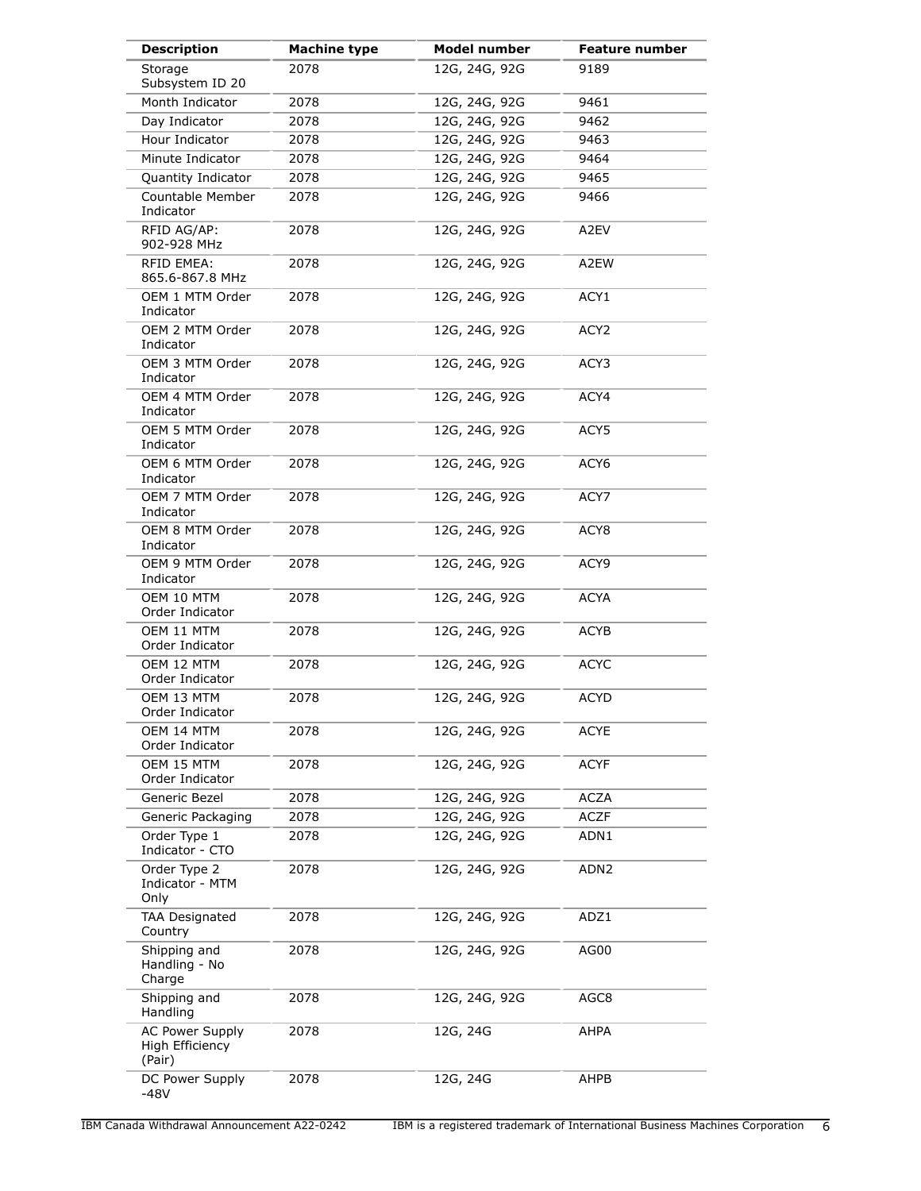| Description | Machine type | Model number | Feature number |
| --- | --- | --- | --- |
| Storage Subsystem ID 20 | 2078 | 12G, 24G, 92G | 9189 |
| Month Indicator | 2078 | 12G, 24G, 92G | 9461 |
| Day Indicator | 2078 | 12G, 24G, 92G | 9462 |
| Hour Indicator | 2078 | 12G, 24G, 92G | 9463 |
| Minute Indicator | 2078 | 12G, 24G, 92G | 9464 |
| Quantity Indicator | 2078 | 12G, 24G, 92G | 9465 |
| Countable Member Indicator | 2078 | 12G, 24G, 92G | 9466 |
| RFID AG/AP: 902-928 MHz | 2078 | 12G, 24G, 92G | A2EV |
| RFID EMEA: 865.6-867.8 MHz | 2078 | 12G, 24G, 92G | A2EW |
| OEM 1 MTM Order Indicator | 2078 | 12G, 24G, 92G | ACY1 |
| OEM 2 MTM Order Indicator | 2078 | 12G, 24G, 92G | ACY2 |
| OEM 3 MTM Order Indicator | 2078 | 12G, 24G, 92G | ACY3 |
| OEM 4 MTM Order Indicator | 2078 | 12G, 24G, 92G | ACY4 |
| OEM 5 MTM Order Indicator | 2078 | 12G, 24G, 92G | ACY5 |
| OEM 6 MTM Order Indicator | 2078 | 12G, 24G, 92G | ACY6 |
| OEM 7 MTM Order Indicator | 2078 | 12G, 24G, 92G | ACY7 |
| OEM 8 MTM Order Indicator | 2078 | 12G, 24G, 92G | ACY8 |
| OEM 9 MTM Order Indicator | 2078 | 12G, 24G, 92G | ACY9 |
| OEM 10 MTM Order Indicator | 2078 | 12G, 24G, 92G | ACYA |
| OEM 11 MTM Order Indicator | 2078 | 12G, 24G, 92G | ACYB |
| OEM 12 MTM Order Indicator | 2078 | 12G, 24G, 92G | ACYC |
| OEM 13 MTM Order Indicator | 2078 | 12G, 24G, 92G | ACYD |
| OEM 14 MTM Order Indicator | 2078 | 12G, 24G, 92G | ACYE |
| OEM 15 MTM Order Indicator | 2078 | 12G, 24G, 92G | ACYF |
| Generic Bezel | 2078 | 12G, 24G, 92G | ACZA |
| Generic Packaging | 2078 | 12G, 24G, 92G | ACZF |
| Order Type 1 Indicator - CTO | 2078 | 12G, 24G, 92G | ADN1 |
| Order Type 2 Indicator - MTM Only | 2078 | 12G, 24G, 92G | ADN2 |
| TAA Designated Country | 2078 | 12G, 24G, 92G | ADZ1 |
| Shipping and Handling - No Charge | 2078 | 12G, 24G, 92G | AG00 |
| Shipping and Handling | 2078 | 12G, 24G, 92G | AGC8 |
| AC Power Supply High Efficiency (Pair) | 2078 | 12G, 24G | AHPA |
| DC Power Supply -48V | 2078 | 12G, 24G | AHPB |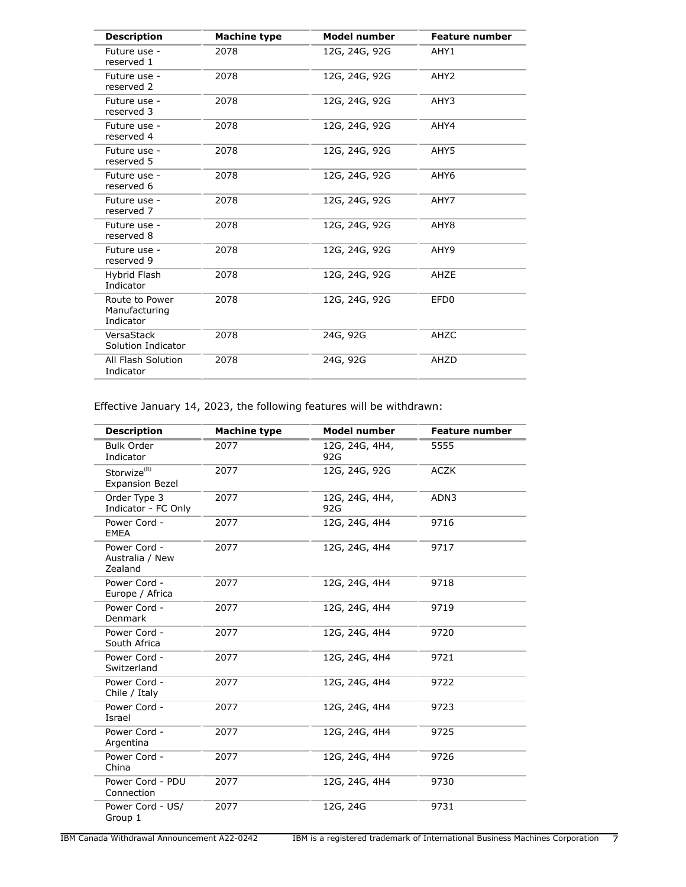| Description | Machine type | Model number | Feature number |
|---|---|---|---|
| Future use - reserved 1 | 2078 | 12G, 24G, 92G | AHY1 |
| Future use - reserved 2 | 2078 | 12G, 24G, 92G | AHY2 |
| Future use - reserved 3 | 2078 | 12G, 24G, 92G | AHY3 |
| Future use - reserved 4 | 2078 | 12G, 24G, 92G | AHY4 |
| Future use - reserved 5 | 2078 | 12G, 24G, 92G | AHY5 |
| Future use - reserved 6 | 2078 | 12G, 24G, 92G | AHY6 |
| Future use - reserved 7 | 2078 | 12G, 24G, 92G | AHY7 |
| Future use - reserved 8 | 2078 | 12G, 24G, 92G | AHY8 |
| Future use - reserved 9 | 2078 | 12G, 24G, 92G | AHY9 |
| Hybrid Flash Indicator | 2078 | 12G, 24G, 92G | AHZE |
| Route to Power Manufacturing Indicator | 2078 | 12G, 24G, 92G | EFD0 |
| VersaStack Solution Indicator | 2078 | 24G, 92G | AHZC |
| All Flash Solution Indicator | 2078 | 24G, 92G | AHZD |

Effective January 14, 2023, the following features will be withdrawn:

| Description | Machine type | Model number | Feature number |
|---|---|---|---|
| Bulk Order Indicator | 2077 | 12G, 24G, 4H4, 92G | 5555 |
| Storwize(R) Expansion Bezel | 2077 | 12G, 24G, 92G | ACZK |
| Order Type 3 Indicator - FC Only | 2077 | 12G, 24G, 4H4, 92G | ADN3 |
| Power Cord - EMEA | 2077 | 12G, 24G, 4H4 | 9716 |
| Power Cord - Australia / New Zealand | 2077 | 12G, 24G, 4H4 | 9717 |
| Power Cord - Europe / Africa | 2077 | 12G, 24G, 4H4 | 9718 |
| Power Cord - Denmark | 2077 | 12G, 24G, 4H4 | 9719 |
| Power Cord - South Africa | 2077 | 12G, 24G, 4H4 | 9720 |
| Power Cord - Switzerland | 2077 | 12G, 24G, 4H4 | 9721 |
| Power Cord - Chile / Italy | 2077 | 12G, 24G, 4H4 | 9722 |
| Power Cord - Israel | 2077 | 12G, 24G, 4H4 | 9723 |
| Power Cord - Argentina | 2077 | 12G, 24G, 4H4 | 9725 |
| Power Cord - China | 2077 | 12G, 24G, 4H4 | 9726 |
| Power Cord - PDU Connection | 2077 | 12G, 24G, 4H4 | 9730 |
| Power Cord - US/ Group 1 | 2077 | 12G, 24G | 9731 |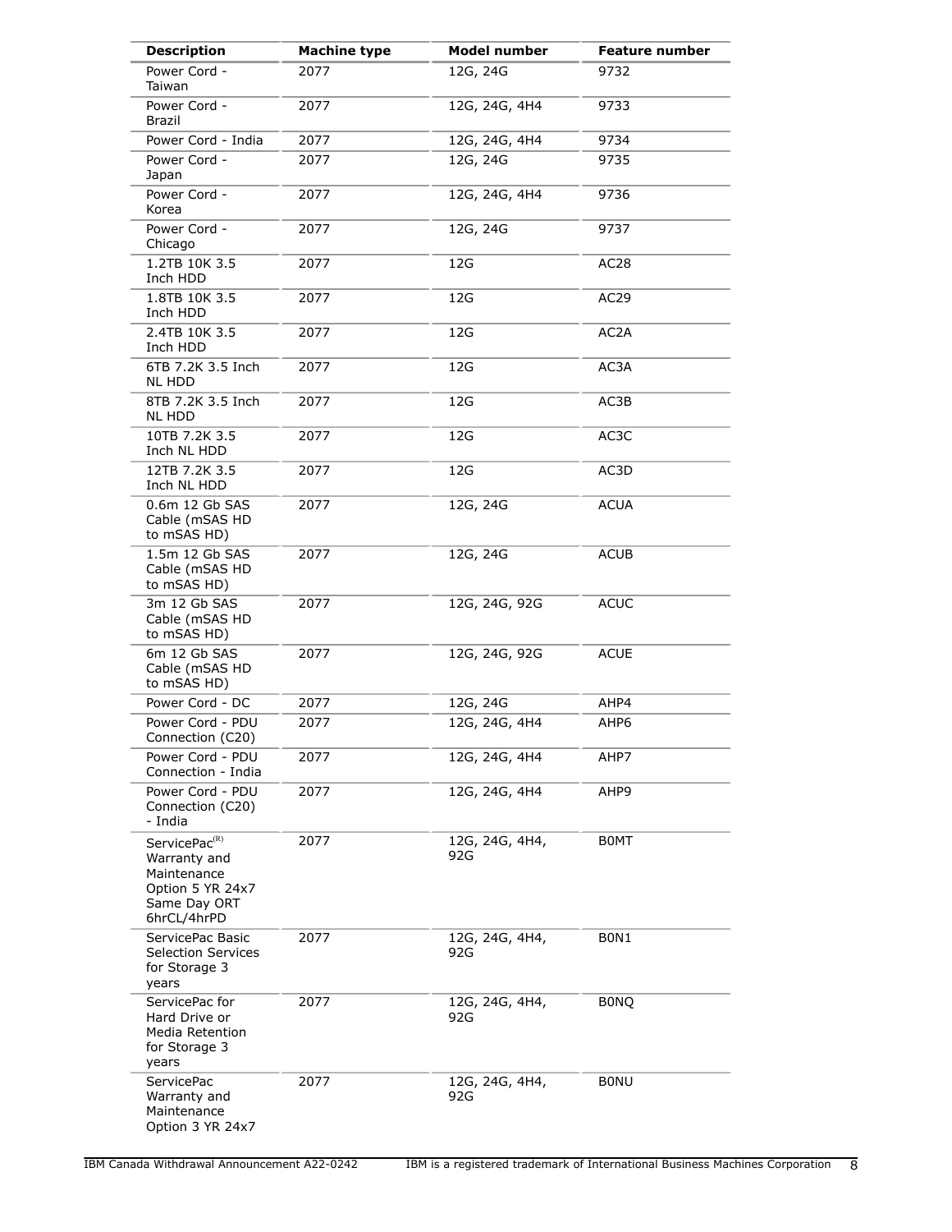| Description | Machine type | Model number | Feature number |
|---|---|---|---|
| Power Cord - Taiwan | 2077 | 12G, 24G | 9732 |
| Power Cord - Brazil | 2077 | 12G, 24G, 4H4 | 9733 |
| Power Cord - India | 2077 | 12G, 24G, 4H4 | 9734 |
| Power Cord - Japan | 2077 | 12G, 24G | 9735 |
| Power Cord - Korea | 2077 | 12G, 24G, 4H4 | 9736 |
| Power Cord - Chicago | 2077 | 12G, 24G | 9737 |
| 1.2TB 10K 3.5 Inch HDD | 2077 | 12G | AC28 |
| 1.8TB 10K 3.5 Inch HDD | 2077 | 12G | AC29 |
| 2.4TB 10K 3.5 Inch HDD | 2077 | 12G | AC2A |
| 6TB 7.2K 3.5 Inch NL HDD | 2077 | 12G | AC3A |
| 8TB 7.2K 3.5 Inch NL HDD | 2077 | 12G | AC3B |
| 10TB 7.2K 3.5 Inch NL HDD | 2077 | 12G | AC3C |
| 12TB 7.2K 3.5 Inch NL HDD | 2077 | 12G | AC3D |
| 0.6m 12 Gb SAS Cable (mSAS HD to mSAS HD) | 2077 | 12G, 24G | ACUA |
| 1.5m 12 Gb SAS Cable (mSAS HD to mSAS HD) | 2077 | 12G, 24G | ACUB |
| 3m 12 Gb SAS Cable (mSAS HD to mSAS HD) | 2077 | 12G, 24G, 92G | ACUC |
| 6m 12 Gb SAS Cable (mSAS HD to mSAS HD) | 2077 | 12G, 24G, 92G | ACUE |
| Power Cord - DC | 2077 | 12G, 24G | AHP4 |
| Power Cord - PDU Connection (C20) | 2077 | 12G, 24G, 4H4 | AHP6 |
| Power Cord - PDU Connection - India | 2077 | 12G, 24G, 4H4 | AHP7 |
| Power Cord - PDU Connection (C20) - India | 2077 | 12G, 24G, 4H4 | AHP9 |
| ServicePac(R) Warranty and Maintenance Option 5 YR 24x7 Same Day ORT 6hrCL/4hrPD | 2077 | 12G, 24G, 4H4, 92G | B0MT |
| ServicePac Basic Selection Services for Storage 3 years | 2077 | 12G, 24G, 4H4, 92G | B0N1 |
| ServicePac for Hard Drive or Media Retention for Storage 3 years | 2077 | 12G, 24G, 4H4, 92G | B0NQ |
| ServicePac Warranty and Maintenance Option 3 YR 24x7 | 2077 | 12G, 24G, 4H4, 92G | B0NU |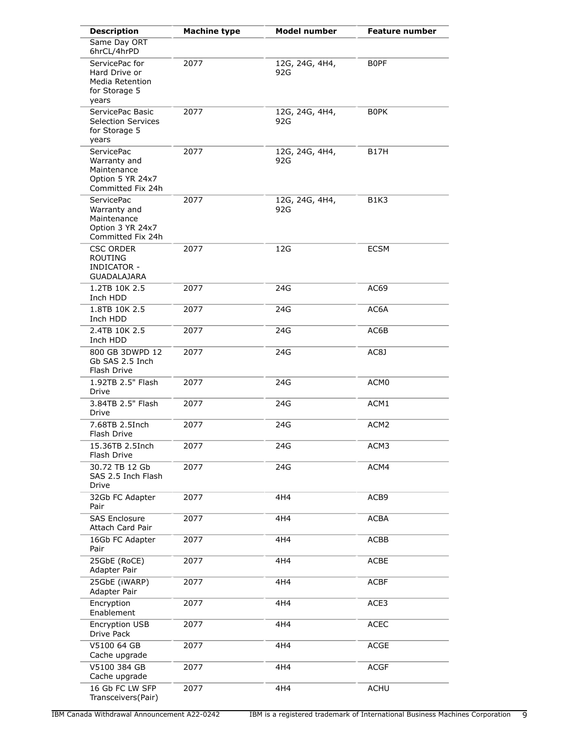| Description | Machine type | Model number | Feature number |
|---|---|---|---|
| Same Day ORT 6hrCL/4hrPD | | | |
| ServicePac for Hard Drive or Media Retention for Storage 5 years | 2077 | 12G, 24G, 4H4, 92G | B0PF |
| ServicePac Basic Selection Services for Storage 5 years | 2077 | 12G, 24G, 4H4, 92G | B0PK |
| ServicePac Warranty and Maintenance Option 5 YR 24x7 Committed Fix 24h | 2077 | 12G, 24G, 4H4, 92G | B17H |
| ServicePac Warranty and Maintenance Option 3 YR 24x7 Committed Fix 24h | 2077 | 12G, 24G, 4H4, 92G | B1K3 |
| CSC ORDER ROUTING INDICATOR - GUADALAJARA | 2077 | 12G | ECSM |
| 1.2TB 10K 2.5 Inch HDD | 2077 | 24G | AC69 |
| 1.8TB 10K 2.5 Inch HDD | 2077 | 24G | AC6A |
| 2.4TB 10K 2.5 Inch HDD | 2077 | 24G | AC6B |
| 800 GB 3DWPD 12 Gb SAS 2.5 Inch Flash Drive | 2077 | 24G | AC8J |
| 1.92TB 2.5" Flash Drive | 2077 | 24G | ACM0 |
| 3.84TB 2.5" Flash Drive | 2077 | 24G | ACM1 |
| 7.68TB 2.5Inch Flash Drive | 2077 | 24G | ACM2 |
| 15.36TB 2.5Inch Flash Drive | 2077 | 24G | ACM3 |
| 30.72 TB 12 Gb SAS 2.5 Inch Flash Drive | 2077 | 24G | ACM4 |
| 32Gb FC Adapter Pair | 2077 | 4H4 | ACB9 |
| SAS Enclosure Attach Card Pair | 2077 | 4H4 | ACBA |
| 16Gb FC Adapter Pair | 2077 | 4H4 | ACBB |
| 25GbE (RoCE) Adapter Pair | 2077 | 4H4 | ACBE |
| 25GbE (iWARP) Adapter Pair | 2077 | 4H4 | ACBF |
| Encryption Enablement | 2077 | 4H4 | ACE3 |
| Encryption USB Drive Pack | 2077 | 4H4 | ACEC |
| V5100 64 GB Cache upgrade | 2077 | 4H4 | ACGE |
| V5100 384 GB Cache upgrade | 2077 | 4H4 | ACGF |
| 16 Gb FC LW SFP Transceivers(Pair) | 2077 | 4H4 | ACHU |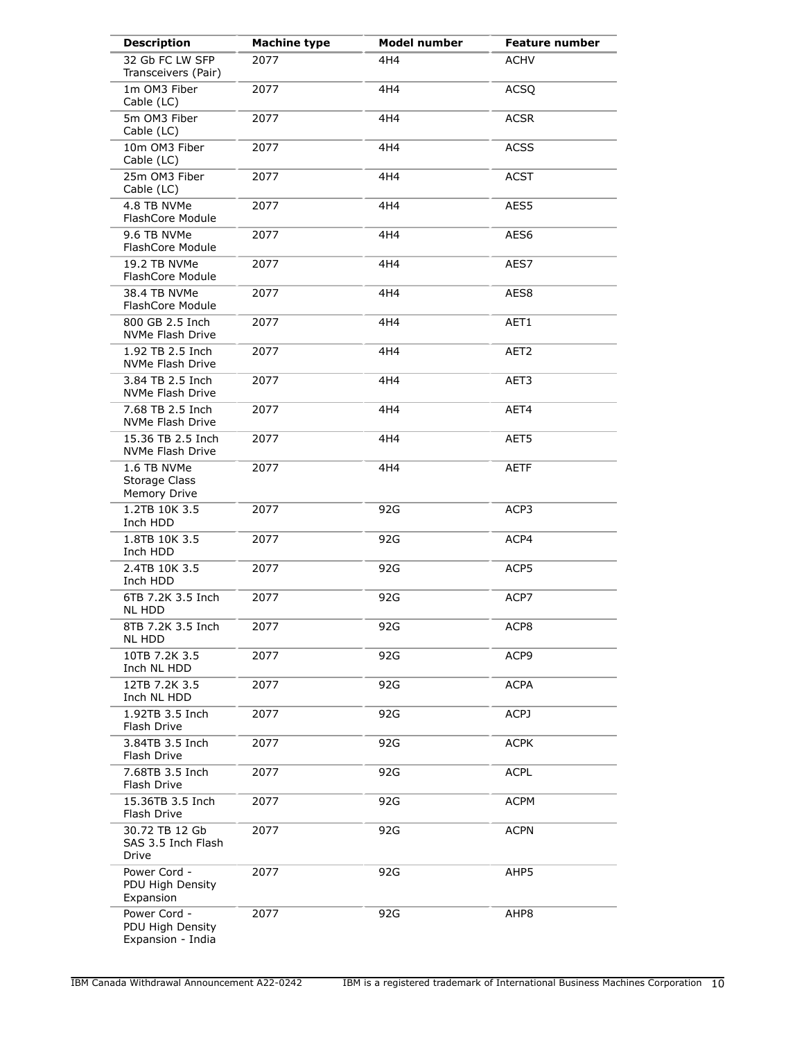| Description | Machine type | Model number | Feature number |
| --- | --- | --- | --- |
| 32 Gb FC LW SFP Transceivers (Pair) | 2077 | 4H4 | ACHV |
| 1m OM3 Fiber Cable (LC) | 2077 | 4H4 | ACSQ |
| 5m OM3 Fiber Cable (LC) | 2077 | 4H4 | ACSR |
| 10m OM3 Fiber Cable (LC) | 2077 | 4H4 | ACSS |
| 25m OM3 Fiber Cable (LC) | 2077 | 4H4 | ACST |
| 4.8 TB NVMe FlashCore Module | 2077 | 4H4 | AES5 |
| 9.6 TB NVMe FlashCore Module | 2077 | 4H4 | AES6 |
| 19.2 TB NVMe FlashCore Module | 2077 | 4H4 | AES7 |
| 38.4 TB NVMe FlashCore Module | 2077 | 4H4 | AES8 |
| 800 GB 2.5 Inch NVMe Flash Drive | 2077 | 4H4 | AET1 |
| 1.92 TB 2.5 Inch NVMe Flash Drive | 2077 | 4H4 | AET2 |
| 3.84 TB 2.5 Inch NVMe Flash Drive | 2077 | 4H4 | AET3 |
| 7.68 TB 2.5 Inch NVMe Flash Drive | 2077 | 4H4 | AET4 |
| 15.36 TB 2.5 Inch NVMe Flash Drive | 2077 | 4H4 | AET5 |
| 1.6 TB NVMe Storage Class Memory Drive | 2077 | 4H4 | AETF |
| 1.2TB 10K 3.5 Inch HDD | 2077 | 92G | ACP3 |
| 1.8TB 10K 3.5 Inch HDD | 2077 | 92G | ACP4 |
| 2.4TB 10K 3.5 Inch HDD | 2077 | 92G | ACP5 |
| 6TB 7.2K 3.5 Inch NL HDD | 2077 | 92G | ACP7 |
| 8TB 7.2K 3.5 Inch NL HDD | 2077 | 92G | ACP8 |
| 10TB 7.2K 3.5 Inch NL HDD | 2077 | 92G | ACP9 |
| 12TB 7.2K 3.5 Inch NL HDD | 2077 | 92G | ACPA |
| 1.92TB 3.5 Inch Flash Drive | 2077 | 92G | ACPJ |
| 3.84TB 3.5 Inch Flash Drive | 2077 | 92G | ACPK |
| 7.68TB 3.5 Inch Flash Drive | 2077 | 92G | ACPL |
| 15.36TB 3.5 Inch Flash Drive | 2077 | 92G | ACPM |
| 30.72 TB 12 Gb SAS 3.5 Inch Flash Drive | 2077 | 92G | ACPN |
| Power Cord - PDU High Density Expansion | 2077 | 92G | AHP5 |
| Power Cord - PDU High Density Expansion - India | 2077 | 92G | AHP8 |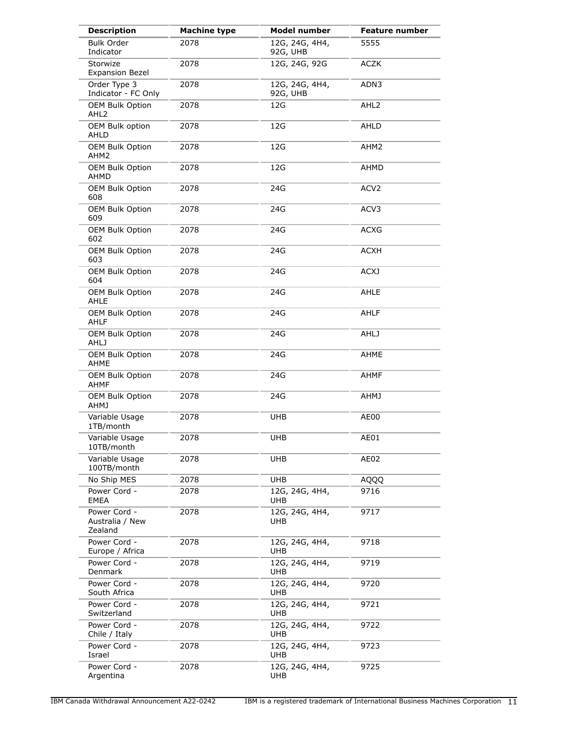| Description | Machine type | Model number | Feature number |
|---|---|---|---|
| Bulk Order Indicator | 2078 | 12G, 24G, 4H4, 92G, UHB | 5555 |
| Storwize Expansion Bezel | 2078 | 12G, 24G, 92G | ACZK |
| Order Type 3 Indicator - FC Only | 2078 | 12G, 24G, 4H4, 92G, UHB | ADN3 |
| OEM Bulk Option AHL2 | 2078 | 12G | AHL2 |
| OEM Bulk option AHLD | 2078 | 12G | AHLD |
| OEM Bulk Option AHM2 | 2078 | 12G | AHM2 |
| OEM Bulk Option AHMD | 2078 | 12G | AHMD |
| OEM Bulk Option 608 | 2078 | 24G | ACV2 |
| OEM Bulk Option 609 | 2078 | 24G | ACV3 |
| OEM Bulk Option 602 | 2078 | 24G | ACXG |
| OEM Bulk Option 603 | 2078 | 24G | ACXH |
| OEM Bulk Option 604 | 2078 | 24G | ACXJ |
| OEM Bulk Option AHLE | 2078 | 24G | AHLE |
| OEM Bulk Option AHLF | 2078 | 24G | AHLF |
| OEM Bulk Option AHLJ | 2078 | 24G | AHLJ |
| OEM Bulk Option AHME | 2078 | 24G | AHME |
| OEM Bulk Option AHMF | 2078 | 24G | AHMF |
| OEM Bulk Option AHMJ | 2078 | 24G | AHMJ |
| Variable Usage 1TB/month | 2078 | UHB | AE00 |
| Variable Usage 10TB/month | 2078 | UHB | AE01 |
| Variable Usage 100TB/month | 2078 | UHB | AE02 |
| No Ship MES | 2078 | UHB | AQQQ |
| Power Cord - EMEA | 2078 | 12G, 24G, 4H4, UHB | 9716 |
| Power Cord - Australia / New Zealand | 2078 | 12G, 24G, 4H4, UHB | 9717 |
| Power Cord - Europe / Africa | 2078 | 12G, 24G, 4H4, UHB | 9718 |
| Power Cord - Denmark | 2078 | 12G, 24G, 4H4, UHB | 9719 |
| Power Cord - South Africa | 2078 | 12G, 24G, 4H4, UHB | 9720 |
| Power Cord - Switzerland | 2078 | 12G, 24G, 4H4, UHB | 9721 |
| Power Cord - Chile / Italy | 2078 | 12G, 24G, 4H4, UHB | 9722 |
| Power Cord - Israel | 2078 | 12G, 24G, 4H4, UHB | 9723 |
| Power Cord - Argentina | 2078 | 12G, 24G, 4H4, UHB | 9725 |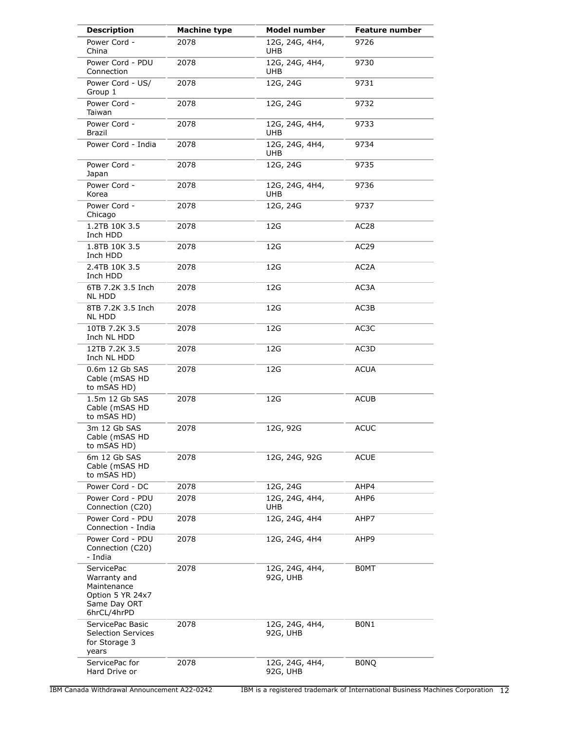| Description | Machine type | Model number | Feature number |
|---|---|---|---|
| Power Cord - China | 2078 | 12G, 24G, 4H4, UHB | 9726 |
| Power Cord - PDU Connection | 2078 | 12G, 24G, 4H4, UHB | 9730 |
| Power Cord - US/ Group 1 | 2078 | 12G, 24G | 9731 |
| Power Cord - Taiwan | 2078 | 12G, 24G | 9732 |
| Power Cord - Brazil | 2078 | 12G, 24G, 4H4, UHB | 9733 |
| Power Cord - India | 2078 | 12G, 24G, 4H4, UHB | 9734 |
| Power Cord - Japan | 2078 | 12G, 24G | 9735 |
| Power Cord - Korea | 2078 | 12G, 24G, 4H4, UHB | 9736 |
| Power Cord - Chicago | 2078 | 12G, 24G | 9737 |
| 1.2TB 10K 3.5 Inch HDD | 2078 | 12G | AC28 |
| 1.8TB 10K 3.5 Inch HDD | 2078 | 12G | AC29 |
| 2.4TB 10K 3.5 Inch HDD | 2078 | 12G | AC2A |
| 6TB 7.2K 3.5 Inch NL HDD | 2078 | 12G | AC3A |
| 8TB 7.2K 3.5 Inch NL HDD | 2078 | 12G | AC3B |
| 10TB 7.2K 3.5 Inch NL HDD | 2078 | 12G | AC3C |
| 12TB 7.2K 3.5 Inch NL HDD | 2078 | 12G | AC3D |
| 0.6m 12 Gb SAS Cable (mSAS HD to mSAS HD) | 2078 | 12G | ACUA |
| 1.5m 12 Gb SAS Cable (mSAS HD to mSAS HD) | 2078 | 12G | ACUB |
| 3m 12 Gb SAS Cable (mSAS HD to mSAS HD) | 2078 | 12G, 92G | ACUC |
| 6m 12 Gb SAS Cable (mSAS HD to mSAS HD) | 2078 | 12G, 24G, 92G | ACUE |
| Power Cord - DC | 2078 | 12G, 24G | AHP4 |
| Power Cord - PDU Connection (C20) | 2078 | 12G, 24G, 4H4, UHB | AHP6 |
| Power Cord - PDU Connection - India | 2078 | 12G, 24G, 4H4 | AHP7 |
| Power Cord - PDU Connection (C20) - India | 2078 | 12G, 24G, 4H4 | AHP9 |
| ServicePac Warranty and Maintenance Option 5 YR 24x7 Same Day ORT 6hrCL/4hrPD | 2078 | 12G, 24G, 4H4, 92G, UHB | B0MT |
| ServicePac Basic Selection Services for Storage 3 years | 2078 | 12G, 24G, 4H4, 92G, UHB | B0N1 |
| ServicePac for Hard Drive or | 2078 | 12G, 24G, 4H4, 92G, UHB | B0NQ |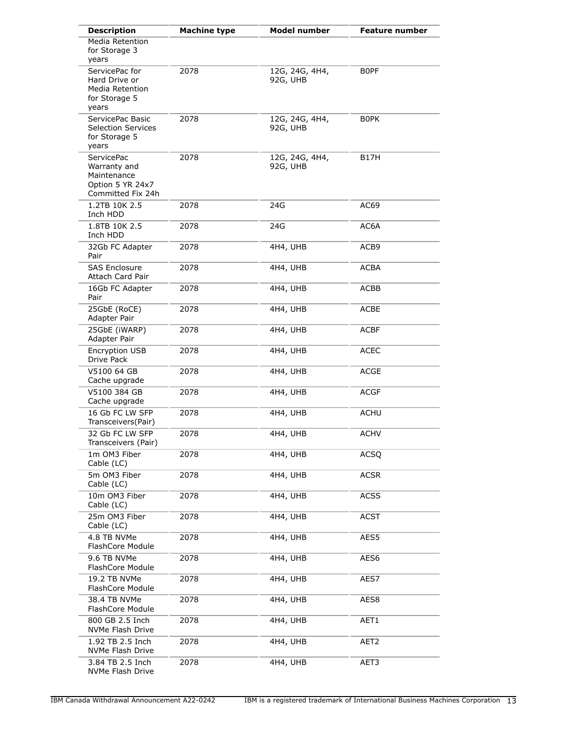| Description | Machine type | Model number | Feature number |
|---|---|---|---|
| Media Retention for Storage 3 years | | | |
| ServicePac for Hard Drive or Media Retention for Storage 5 years | 2078 | 12G, 24G, 4H4, 92G, UHB | B0PF |
| ServicePac Basic Selection Services for Storage 5 years | 2078 | 12G, 24G, 4H4, 92G, UHB | B0PK |
| ServicePac Warranty and Maintenance Option 5 YR 24x7 Committed Fix 24h | 2078 | 12G, 24G, 4H4, 92G, UHB | B17H |
| 1.2TB 10K 2.5 Inch HDD | 2078 | 24G | AC69 |
| 1.8TB 10K 2.5 Inch HDD | 2078 | 24G | AC6A |
| 32Gb FC Adapter Pair | 2078 | 4H4, UHB | ACB9 |
| SAS Enclosure Attach Card Pair | 2078 | 4H4, UHB | ACBA |
| 16Gb FC Adapter Pair | 2078 | 4H4, UHB | ACBB |
| 25GbE (RoCE) Adapter Pair | 2078 | 4H4, UHB | ACBE |
| 25GbE (iWARP) Adapter Pair | 2078 | 4H4, UHB | ACBF |
| Encryption USB Drive Pack | 2078 | 4H4, UHB | ACEC |
| V5100 64 GB Cache upgrade | 2078 | 4H4, UHB | ACGE |
| V5100 384 GB Cache upgrade | 2078 | 4H4, UHB | ACGF |
| 16 Gb FC LW SFP Transceivers(Pair) | 2078 | 4H4, UHB | ACHU |
| 32 Gb FC LW SFP Transceivers (Pair) | 2078 | 4H4, UHB | ACHV |
| 1m OM3 Fiber Cable (LC) | 2078 | 4H4, UHB | ACSQ |
| 5m OM3 Fiber Cable (LC) | 2078 | 4H4, UHB | ACSR |
| 10m OM3 Fiber Cable (LC) | 2078 | 4H4, UHB | ACSS |
| 25m OM3 Fiber Cable (LC) | 2078 | 4H4, UHB | ACST |
| 4.8 TB NVMe FlashCore Module | 2078 | 4H4, UHB | AES5 |
| 9.6 TB NVMe FlashCore Module | 2078 | 4H4, UHB | AES6 |
| 19.2 TB NVMe FlashCore Module | 2078 | 4H4, UHB | AES7 |
| 38.4 TB NVMe FlashCore Module | 2078 | 4H4, UHB | AES8 |
| 800 GB 2.5 Inch NVMe Flash Drive | 2078 | 4H4, UHB | AET1 |
| 1.92 TB 2.5 Inch NVMe Flash Drive | 2078 | 4H4, UHB | AET2 |
| 3.84 TB 2.5 Inch NVMe Flash Drive | 2078 | 4H4, UHB | AET3 |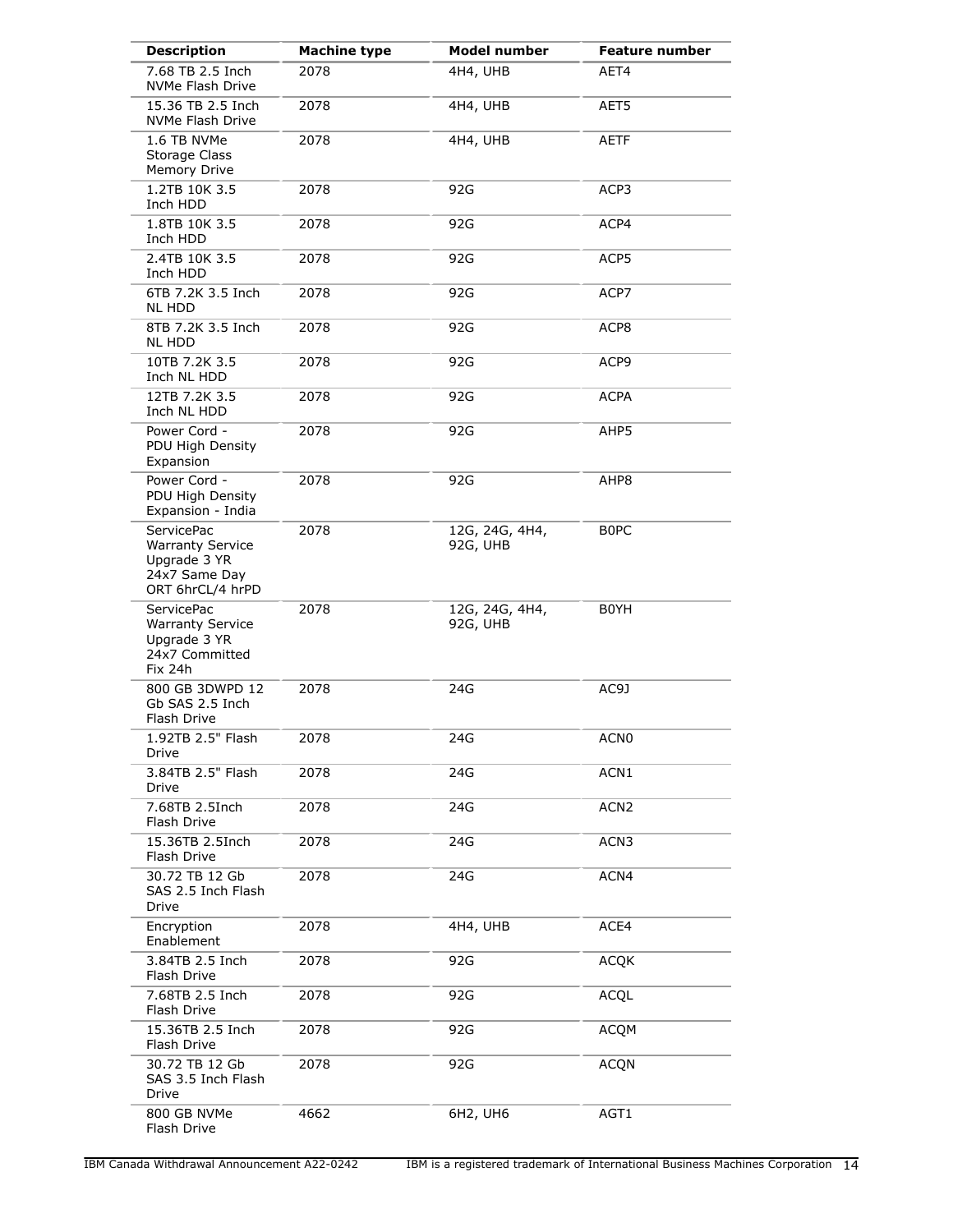| Description | Machine type | Model number | Feature number |
|---|---|---|---|
| 7.68 TB 2.5 Inch NVMe Flash Drive | 2078 | 4H4, UHB | AET4 |
| 15.36 TB 2.5 Inch NVMe Flash Drive | 2078 | 4H4, UHB | AET5 |
| 1.6 TB NVMe Storage Class Memory Drive | 2078 | 4H4, UHB | AETF |
| 1.2TB 10K 3.5 Inch HDD | 2078 | 92G | ACP3 |
| 1.8TB 10K 3.5 Inch HDD | 2078 | 92G | ACP4 |
| 2.4TB 10K 3.5 Inch HDD | 2078 | 92G | ACP5 |
| 6TB 7.2K 3.5 Inch NL HDD | 2078 | 92G | ACP7 |
| 8TB 7.2K 3.5 Inch NL HDD | 2078 | 92G | ACP8 |
| 10TB 7.2K 3.5 Inch NL HDD | 2078 | 92G | ACP9 |
| 12TB 7.2K 3.5 Inch NL HDD | 2078 | 92G | ACPA |
| Power Cord - PDU High Density Expansion | 2078 | 92G | AHP5 |
| Power Cord - PDU High Density Expansion - India | 2078 | 92G | AHP8 |
| ServicePac Warranty Service Upgrade 3 YR 24x7 Same Day ORT 6hrCL/4 hrPD | 2078 | 12G, 24G, 4H4, 92G, UHB | B0PC |
| ServicePac Warranty Service Upgrade 3 YR 24x7 Committed Fix 24h | 2078 | 12G, 24G, 4H4, 92G, UHB | B0YH |
| 800 GB 3DWPD 12 Gb SAS 2.5 Inch Flash Drive | 2078 | 24G | AC9J |
| 1.92TB 2.5" Flash Drive | 2078 | 24G | ACN0 |
| 3.84TB 2.5" Flash Drive | 2078 | 24G | ACN1 |
| 7.68TB 2.5Inch Flash Drive | 2078 | 24G | ACN2 |
| 15.36TB 2.5Inch Flash Drive | 2078 | 24G | ACN3 |
| 30.72 TB 12 Gb SAS 2.5 Inch Flash Drive | 2078 | 24G | ACN4 |
| Encryption Enablement | 2078 | 4H4, UHB | ACE4 |
| 3.84TB 2.5 Inch Flash Drive | 2078 | 92G | ACQK |
| 7.68TB 2.5 Inch Flash Drive | 2078 | 92G | ACQL |
| 15.36TB 2.5 Inch Flash Drive | 2078 | 92G | ACQM |
| 30.72 TB 12 Gb SAS 3.5 Inch Flash Drive | 2078 | 92G | ACQN |
| 800 GB NVMe Flash Drive | 4662 | 6H2, UH6 | AGT1 |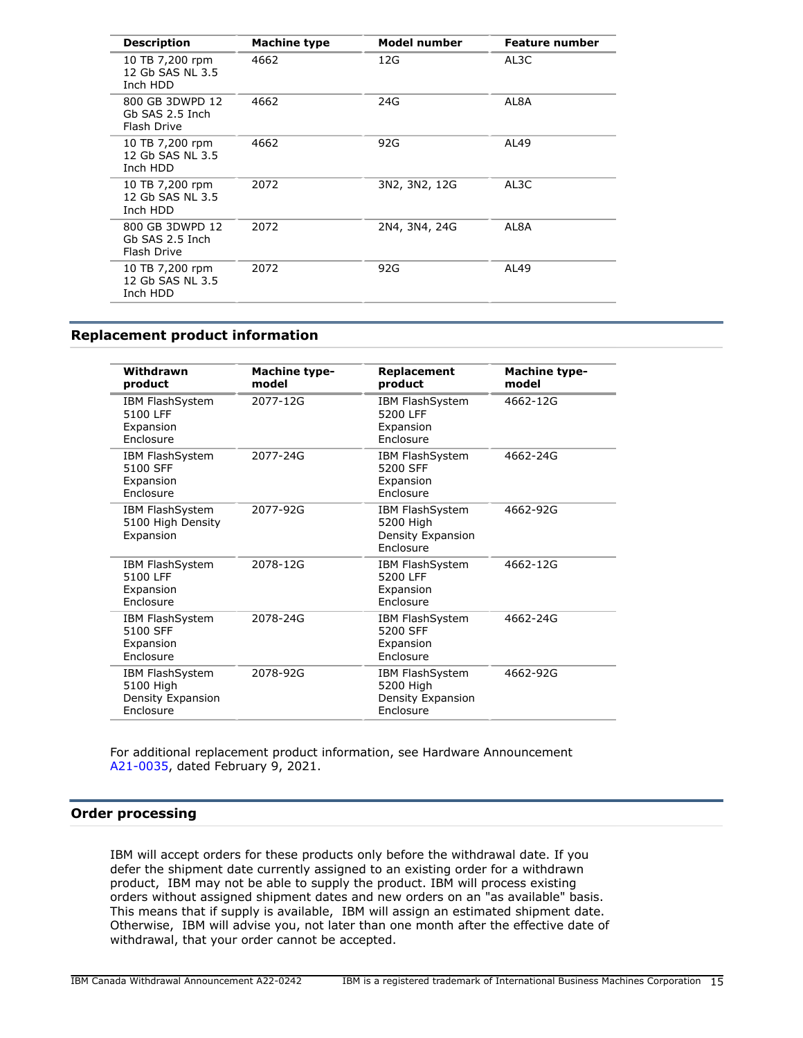| Description | Machine type | Model number | Feature number |
|---|---|---|---|
| 10 TB 7,200 rpm 12 Gb SAS NL 3.5 Inch HDD | 4662 | 12G | AL3C |
| 800 GB 3DWPD 12 Gb SAS 2.5 Inch Flash Drive | 4662 | 24G | AL8A |
| 10 TB 7,200 rpm 12 Gb SAS NL 3.5 Inch HDD | 4662 | 92G | AL49 |
| 10 TB 7,200 rpm 12 Gb SAS NL 3.5 Inch HDD | 2072 | 3N2, 3N2, 12G | AL3C |
| 800 GB 3DWPD 12 Gb SAS 2.5 Inch Flash Drive | 2072 | 2N4, 3N4, 24G | AL8A |
| 10 TB 7,200 rpm 12 Gb SAS NL 3.5 Inch HDD | 2072 | 92G | AL49 |

## Replacement product information

| Withdrawn product | Machine type-model | Replacement product | Machine type-model |
|---|---|---|---|
| IBM FlashSystem 5100 LFF Expansion Enclosure | 2077-12G | IBM FlashSystem 5200 LFF Expansion Enclosure | 4662-12G |
| IBM FlashSystem 5100 SFF Expansion Enclosure | 2077-24G | IBM FlashSystem 5200 SFF Expansion Enclosure | 4662-24G |
| IBM FlashSystem 5100 High Density Expansion | 2077-92G | IBM FlashSystem 5200 High Density Expansion Enclosure | 4662-92G |
| IBM FlashSystem 5100 LFF Expansion Enclosure | 2078-12G | IBM FlashSystem 5200 LFF Expansion Enclosure | 4662-12G |
| IBM FlashSystem 5100 SFF Expansion Enclosure | 2078-24G | IBM FlashSystem 5200 SFF Expansion Enclosure | 4662-24G |
| IBM FlashSystem 5100 High Density Expansion Enclosure | 2078-92G | IBM FlashSystem 5200 High Density Expansion Enclosure | 4662-92G |

For additional replacement product information, see Hardware Announcement A21-0035, dated February 9, 2021.

## Order processing

IBM will accept orders for these products only before the withdrawal date. If you defer the shipment date currently assigned to an existing order for a withdrawn product, IBM may not be able to supply the product. IBM will process existing orders without assigned shipment dates and new orders on an "as available" basis. This means that if supply is available, IBM will assign an estimated shipment date. Otherwise, IBM will advise you, not later than one month after the effective date of withdrawal, that your order cannot be accepted.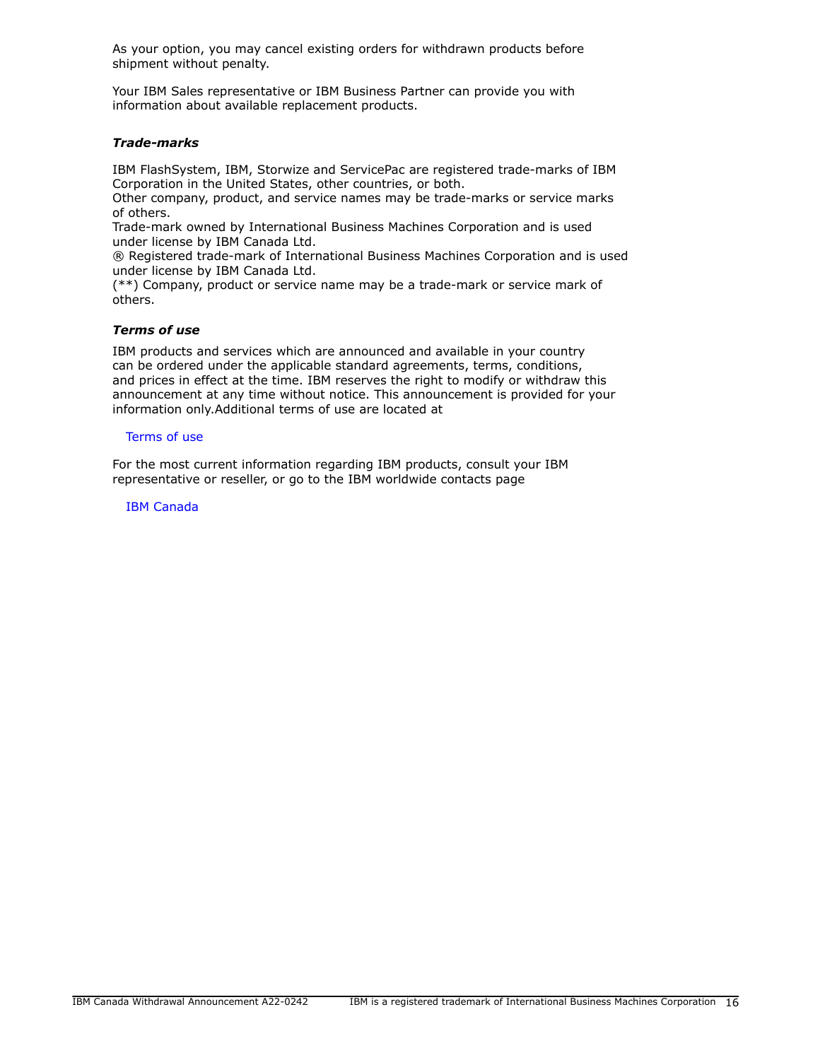As your option, you may cancel existing orders for withdrawn products before shipment without penalty.

Your IBM Sales representative or IBM Business Partner can provide you with information about available replacement products.

### *Trade-marks*

IBM FlashSystem, IBM, Storwize and ServicePac are registered trade-marks of IBM Corporation in the United States, other countries, or both.
Other company, product, and service names may be trade-marks or service marks of others.
Trade-mark owned by International Business Machines Corporation and is used under license by IBM Canada Ltd.
® Registered trade-mark of International Business Machines Corporation and is used under license by IBM Canada Ltd.
(**) Company, product or service name may be a trade-mark or service mark of others.

### *Terms of use*

IBM products and services which are announced and available in your country can be ordered under the applicable standard agreements, terms, conditions, and prices in effect at the time. IBM reserves the right to modify or withdraw this announcement at any time without notice. This announcement is provided for your information only.Additional terms of use are located at

Terms of use

For the most current information regarding IBM products, consult your IBM representative or reseller, or go to the IBM worldwide contacts page

IBM Canada